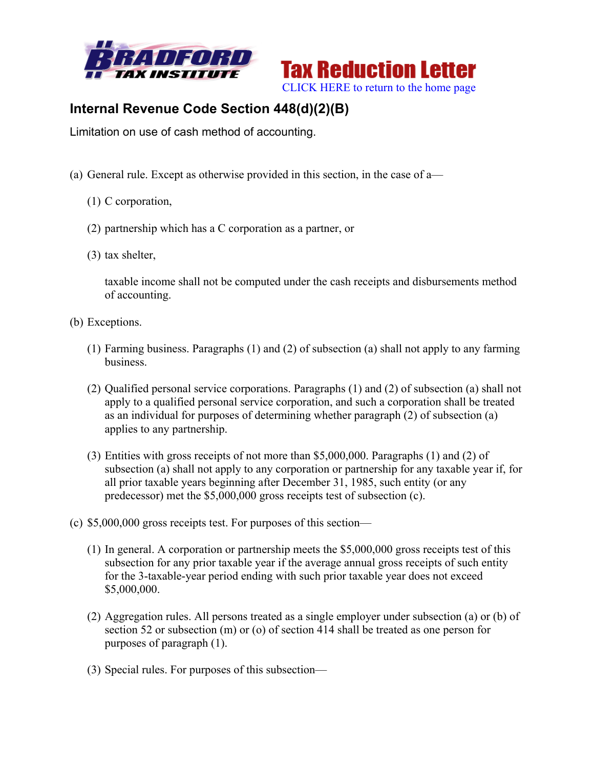Tax Reduction Letter

CLICK HERE to return to the home page

## Internal Revenue Code Section 448(d)(2)(B)

Limitation on use of cash method of accounting.

(a) General rule. Except as otherwise provided in this section, in the case of a—

(1) C corporation,

(2) partnership which has a C corporation as a partner, or

(3) tax shelter,

taxable income shall not be computed under the cash receipts and disbursements method of accounting.

(b) Exceptions.

(1) Farming business. Paragraphs (1) and (2) of subsection (a) shall not apply to any farming business.

(2) Qualified personal service corporations. Paragraphs (1) and (2) of subsection (a) shall not apply to a qualified personal service corporation, and such a corporation shall be treated as an individual for purposes of determining whether paragraph (2) of subsection (a) applies to any partnership.

(3) Entities with gross receipts of not more than $5,000,000. Paragraphs (1) and (2) of subsection (a) shall not apply to any corporation or partnership for any taxable year if, for all prior taxable years beginning after December 31, 1985, such entity (or any predecessor) met the $5,000,000 gross receipts test of subsection (c).

(c) $5,000,000 gross receipts test. For purposes of this section—

(1) In general. A corporation or partnership meets the $5,000,000 gross receipts test of this subsection for any prior taxable year if the average annual gross receipts of such entity for the 3-taxable-year period ending with such prior taxable year does not exceed $5,000,000.

(2) Aggregation rules. All persons treated as a single employer under subsection (a) or (b) of section 52 or subsection (m) or (o) of section 414 shall be treated as one person for purposes of paragraph (1).

(3) Special rules. For purposes of this subsection—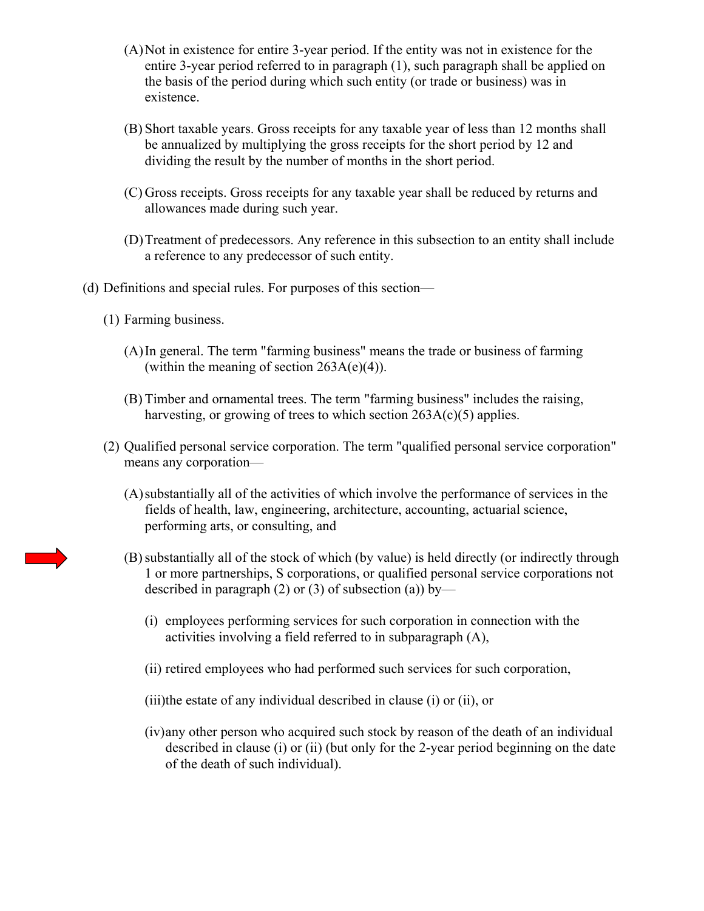(A) Not in existence for entire 3-year period. If the entity was not in existence for the entire 3-year period referred to in paragraph (1), such paragraph shall be applied on the basis of the period during which such entity (or trade or business) was in existence.

(B) Short taxable years. Gross receipts for any taxable year of less than 12 months shall be annualized by multiplying the gross receipts for the short period by 12 and dividing the result by the number of months in the short period.

(C) Gross receipts. Gross receipts for any taxable year shall be reduced by returns and allowances made during such year.

(D) Treatment of predecessors. Any reference in this subsection to an entity shall include a reference to any predecessor of such entity.

(d) Definitions and special rules. For purposes of this section—

(1) Farming business.

(A) In general. The term "farming business" means the trade or business of farming (within the meaning of section 263A(e)(4)).

(B) Timber and ornamental trees. The term "farming business" includes the raising, harvesting, or growing of trees to which section 263A(c)(5) applies.

(2) Qualified personal service corporation. The term "qualified personal service corporation" means any corporation—

(A) substantially all of the activities of which involve the performance of services in the fields of health, law, engineering, architecture, accounting, actuarial science, performing arts, or consulting, and

(B) substantially all of the stock of which (by value) is held directly (or indirectly through 1 or more partnerships, S corporations, or qualified personal service corporations not described in paragraph (2) or (3) of subsection (a)) by—

(i) employees performing services for such corporation in connection with the activities involving a field referred to in subparagraph (A),

(ii) retired employees who had performed such services for such corporation,

(iii) the estate of any individual described in clause (i) or (ii), or

(iv) any other person who acquired such stock by reason of the death of an individual described in clause (i) or (ii) (but only for the 2-year period beginning on the date of the death of such individual).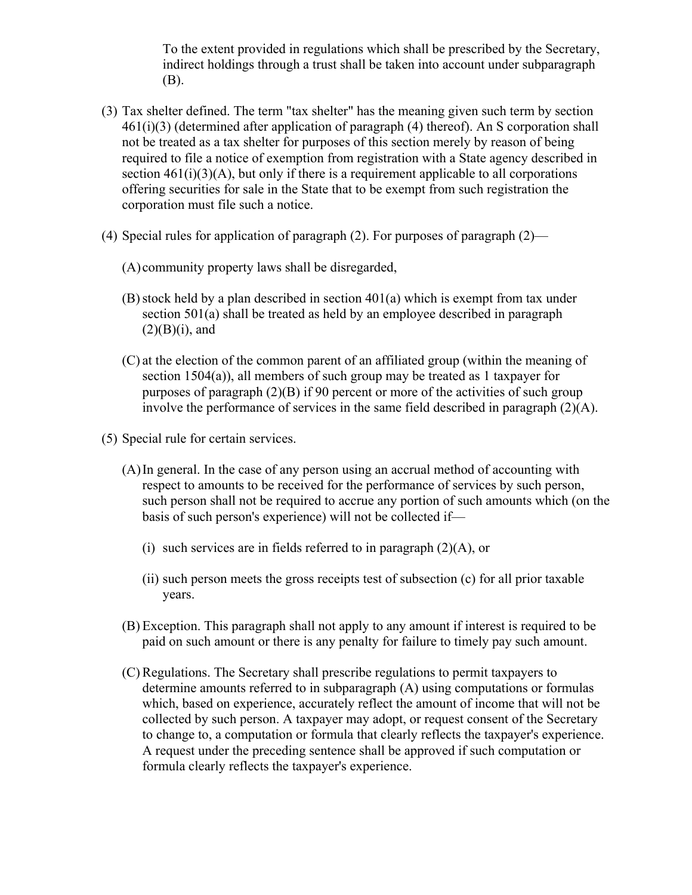To the extent provided in regulations which shall be prescribed by the Secretary, indirect holdings through a trust shall be taken into account under subparagraph (B).

(3) Tax shelter defined. The term "tax shelter" has the meaning given such term by section 461(i)(3) (determined after application of paragraph (4) thereof). An S corporation shall not be treated as a tax shelter for purposes of this section merely by reason of being required to file a notice of exemption from registration with a State agency described in section 461(i)(3)(A), but only if there is a requirement applicable to all corporations offering securities for sale in the State that to be exempt from such registration the corporation must file such a notice.

(4) Special rules for application of paragraph (2). For purposes of paragraph (2)—

  (A) community property laws shall be disregarded,

  (B) stock held by a plan described in section 401(a) which is exempt from tax under section 501(a) shall be treated as held by an employee described in paragraph (2)(B)(i), and

  (C) at the election of the common parent of an affiliated group (within the meaning of section 1504(a)), all members of such group may be treated as 1 taxpayer for purposes of paragraph (2)(B) if 90 percent or more of the activities of such group involve the performance of services in the same field described in paragraph (2)(A).

(5) Special rule for certain services.

  (A) In general. In the case of any person using an accrual method of accounting with respect to amounts to be received for the performance of services by such person, such person shall not be required to accrue any portion of such amounts which (on the basis of such person's experience) will not be collected if—

    (i) such services are in fields referred to in paragraph (2)(A), or

    (ii) such person meets the gross receipts test of subsection (c) for all prior taxable years.

  (B) Exception. This paragraph shall not apply to any amount if interest is required to be paid on such amount or there is any penalty for failure to timely pay such amount.

  (C) Regulations. The Secretary shall prescribe regulations to permit taxpayers to determine amounts referred to in subparagraph (A) using computations or formulas which, based on experience, accurately reflect the amount of income that will not be collected by such person. A taxpayer may adopt, or request consent of the Secretary to change to, a computation or formula that clearly reflects the taxpayer's experience. A request under the preceding sentence shall be approved if such computation or formula clearly reflects the taxpayer's experience.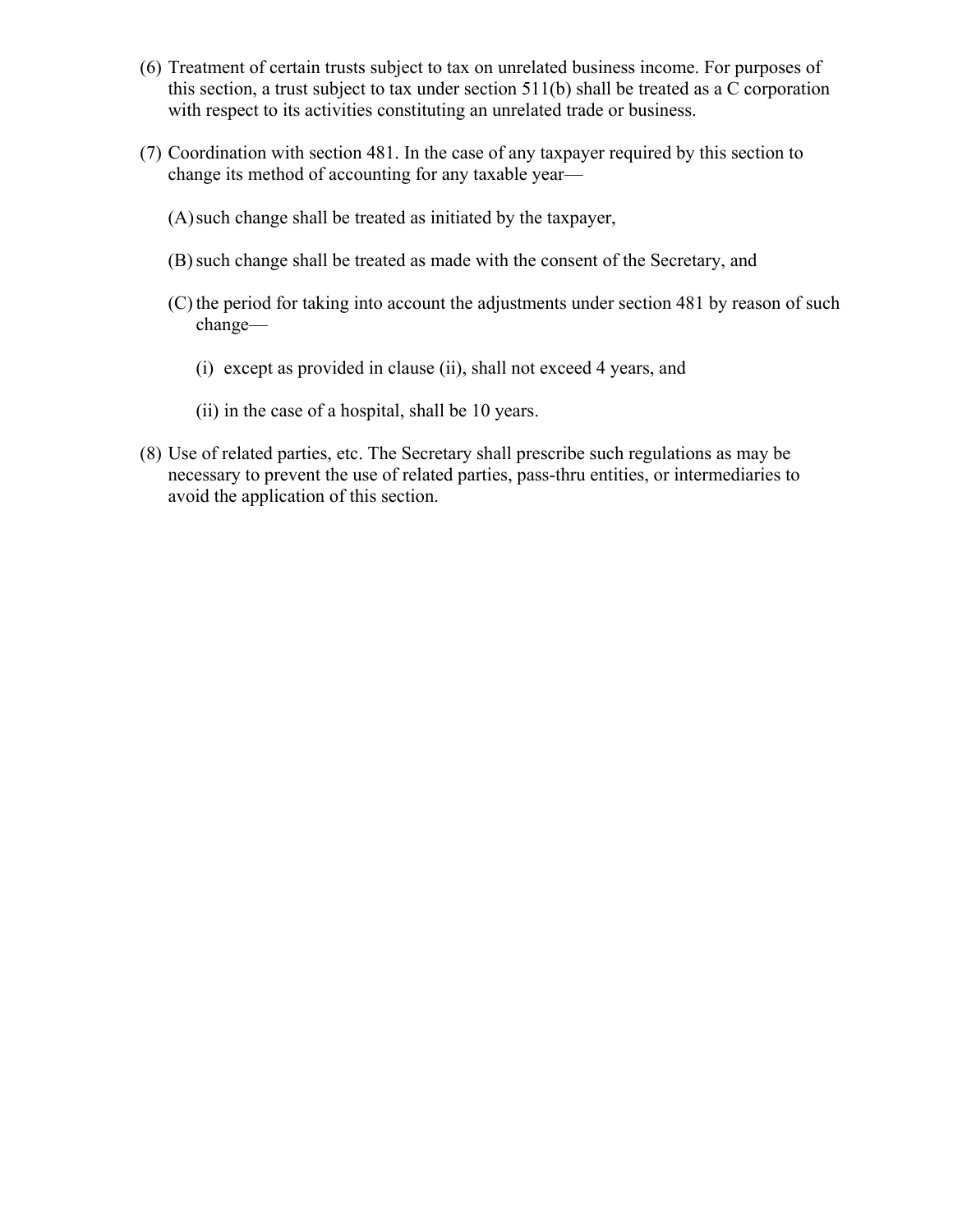(6) Treatment of certain trusts subject to tax on unrelated business income. For purposes of this section, a trust subject to tax under section 511(b) shall be treated as a C corporation with respect to its activities constituting an unrelated trade or business.

(7) Coordination with section 481. In the case of any taxpayer required by this section to change its method of accounting for any taxable year—

  (A) such change shall be treated as initiated by the taxpayer,

  (B) such change shall be treated as made with the consent of the Secretary, and

  (C) the period for taking into account the adjustments under section 481 by reason of such change—

    (i) except as provided in clause (ii), shall not exceed 4 years, and

    (ii) in the case of a hospital, shall be 10 years.

(8) Use of related parties, etc. The Secretary shall prescribe such regulations as may be necessary to prevent the use of related parties, pass-thru entities, or intermediaries to avoid the application of this section.